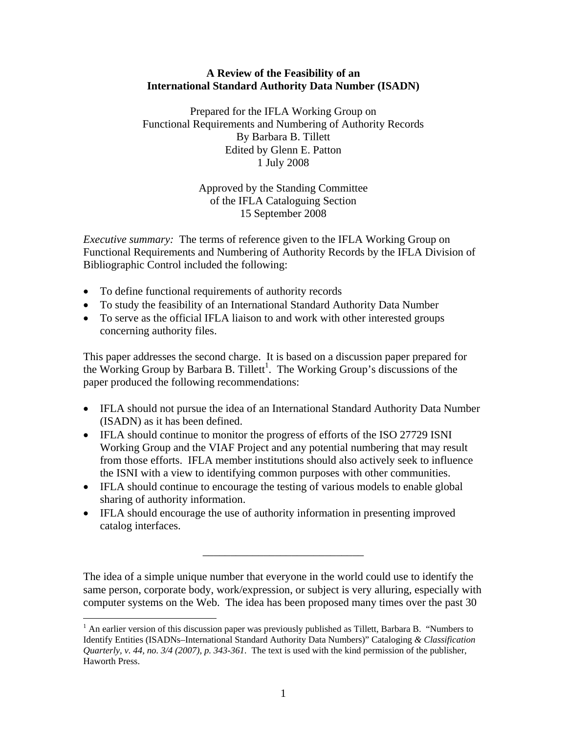# A Review of the Feasibility of an International Standard Authority Data Number (ISADN)

Prepared for the IFLA Working Group on
Functional Requirements and Numbering of Authority Records
By Barbara B. Tillett
Edited by Glenn E. Patton
1 July 2008

Approved by the Standing Committee
of the IFLA Cataloguing Section
15 September 2008

*Executive summary:* The terms of reference given to the IFLA Working Group on Functional Requirements and Numbering of Authority Records by the IFLA Division of Bibliographic Control included the following:

- To define functional requirements of authority records
- To study the feasibility of an International Standard Authority Data Number
- To serve as the official IFLA liaison to and work with other interested groups concerning authority files.

This paper addresses the second charge. It is based on a discussion paper prepared for the Working Group by Barbara B. Tillett[1]. The Working Group's discussions of the paper produced the following recommendations:

- IFLA should not pursue the idea of an International Standard Authority Data Number (ISADN) as it has been defined.
- IFLA should continue to monitor the progress of efforts of the ISO 27729 ISNI Working Group and the VIAF Project and any potential numbering that may result from those efforts. IFLA member institutions should also actively seek to influence the ISNI with a view to identifying common purposes with other communities.
- IFLA should continue to encourage the testing of various models to enable global sharing of authority information.
- IFLA should encourage the use of authority information in presenting improved catalog interfaces.

---

The idea of a simple unique number that everyone in the world could use to identify the same person, corporate body, work/expression, or subject is very alluring, especially with computer systems on the Web. The idea has been proposed many times over the past 30

[1] An earlier version of this discussion paper was previously published as Tillett, Barbara B. "Numbers to Identify Entities (ISADNs–International Standard Authority Data Numbers)" Cataloging *& Classification Quarterly, v. 44, no. 3/4 (2007), p. 343-361.* The text is used with the kind permission of the publisher, Haworth Press.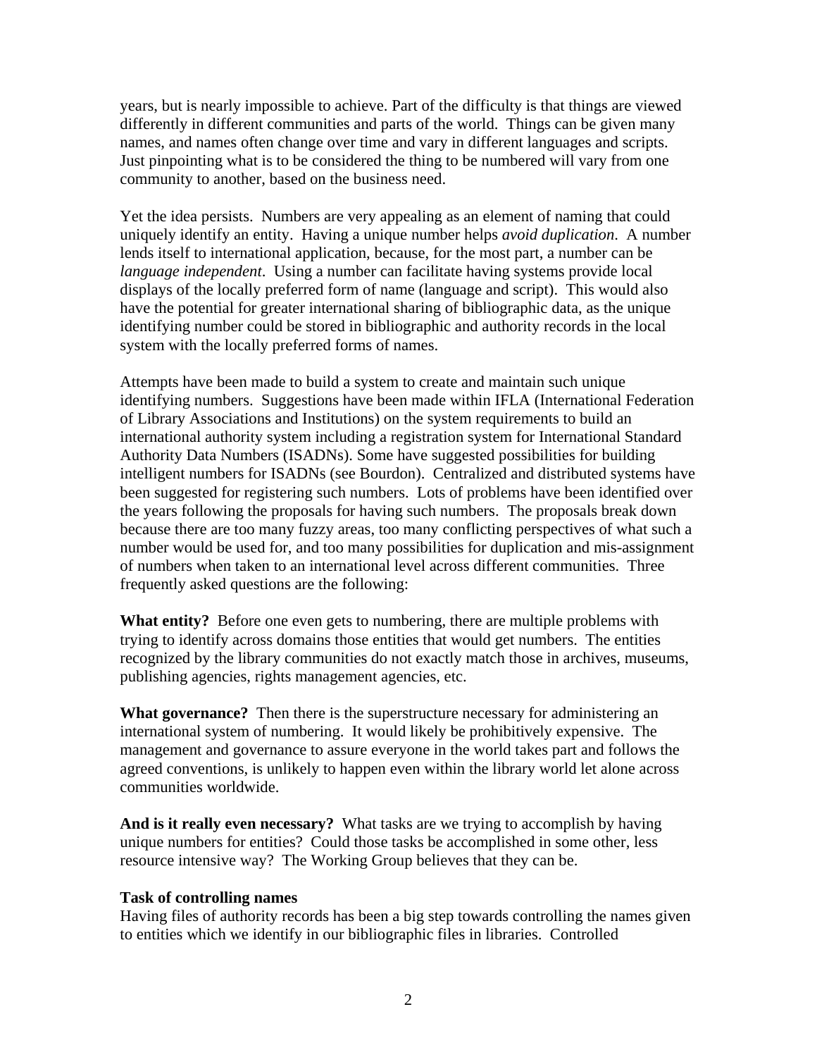years, but is nearly impossible to achieve. Part of the difficulty is that things are viewed differently in different communities and parts of the world. Things can be given many names, and names often change over time and vary in different languages and scripts. Just pinpointing what is to be considered the thing to be numbered will vary from one community to another, based on the business need.

Yet the idea persists. Numbers are very appealing as an element of naming that could uniquely identify an entity. Having a unique number helps *avoid duplication*. A number lends itself to international application, because, for the most part, a number can be *language independent*. Using a number can facilitate having systems provide local displays of the locally preferred form of name (language and script). This would also have the potential for greater international sharing of bibliographic data, as the unique identifying number could be stored in bibliographic and authority records in the local system with the locally preferred forms of names.

Attempts have been made to build a system to create and maintain such unique identifying numbers. Suggestions have been made within IFLA (International Federation of Library Associations and Institutions) on the system requirements to build an international authority system including a registration system for International Standard Authority Data Numbers (ISADNs). Some have suggested possibilities for building intelligent numbers for ISADNs (see Bourdon). Centralized and distributed systems have been suggested for registering such numbers. Lots of problems have been identified over the years following the proposals for having such numbers. The proposals break down because there are too many fuzzy areas, too many conflicting perspectives of what such a number would be used for, and too many possibilities for duplication and mis-assignment of numbers when taken to an international level across different communities. Three frequently asked questions are the following:

**What entity?** Before one even gets to numbering, there are multiple problems with trying to identify across domains those entities that would get numbers. The entities recognized by the library communities do not exactly match those in archives, museums, publishing agencies, rights management agencies, etc.

**What governance?** Then there is the superstructure necessary for administering an international system of numbering. It would likely be prohibitively expensive. The management and governance to assure everyone in the world takes part and follows the agreed conventions, is unlikely to happen even within the library world let alone across communities worldwide.

**And is it really even necessary?** What tasks are we trying to accomplish by having unique numbers for entities? Could those tasks be accomplished in some other, less resource intensive way? The Working Group believes that they can be.

**Task of controlling names**

Having files of authority records has been a big step towards controlling the names given to entities which we identify in our bibliographic files in libraries. Controlled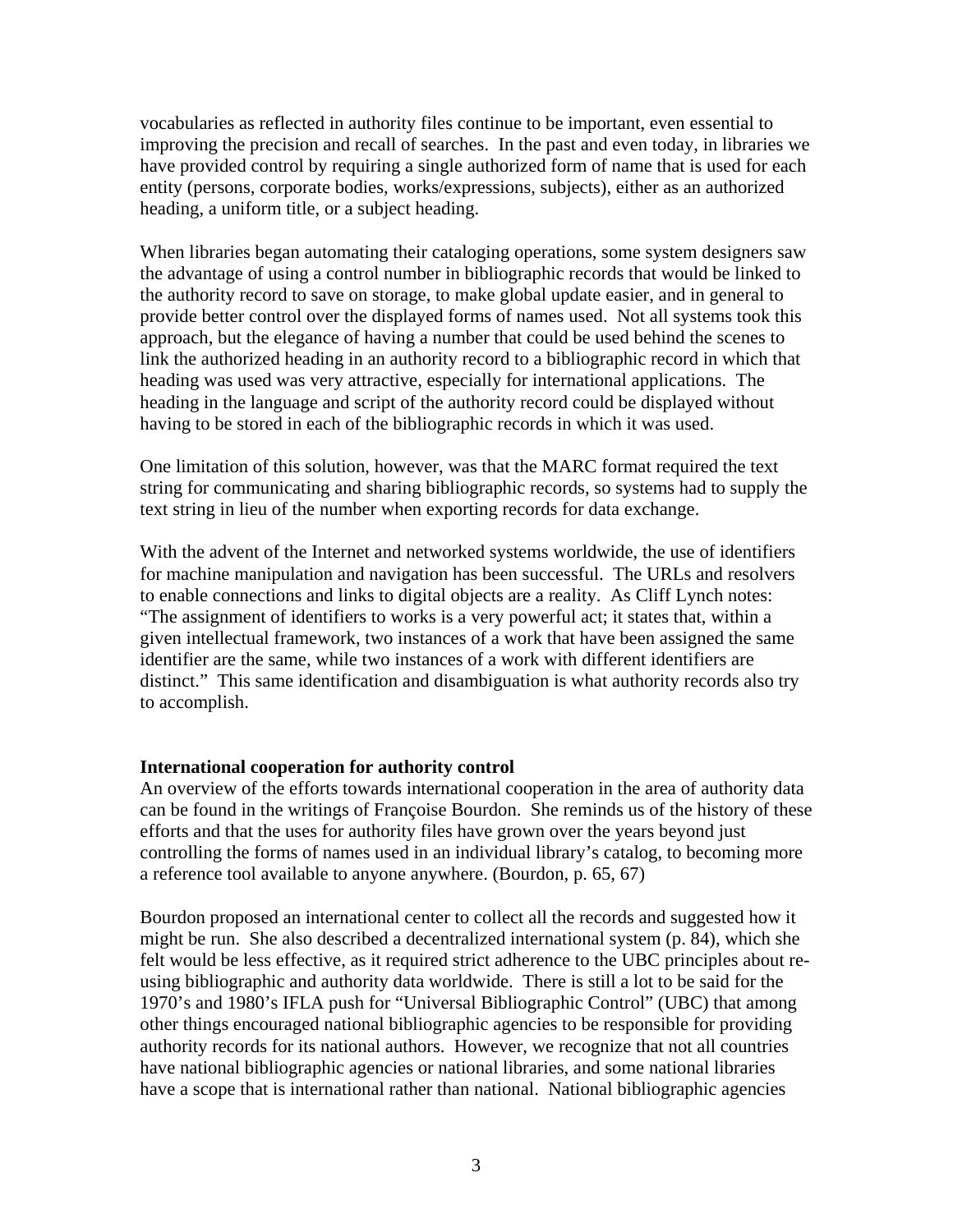vocabularies as reflected in authority files continue to be important, even essential to improving the precision and recall of searches. In the past and even today, in libraries we have provided control by requiring a single authorized form of name that is used for each entity (persons, corporate bodies, works/expressions, subjects), either as an authorized heading, a uniform title, or a subject heading.

When libraries began automating their cataloging operations, some system designers saw the advantage of using a control number in bibliographic records that would be linked to the authority record to save on storage, to make global update easier, and in general to provide better control over the displayed forms of names used. Not all systems took this approach, but the elegance of having a number that could be used behind the scenes to link the authorized heading in an authority record to a bibliographic record in which that heading was used was very attractive, especially for international applications. The heading in the language and script of the authority record could be displayed without having to be stored in each of the bibliographic records in which it was used.

One limitation of this solution, however, was that the MARC format required the text string for communicating and sharing bibliographic records, so systems had to supply the text string in lieu of the number when exporting records for data exchange.

With the advent of the Internet and networked systems worldwide, the use of identifiers for machine manipulation and navigation has been successful. The URLs and resolvers to enable connections and links to digital objects are a reality. As Cliff Lynch notes: "The assignment of identifiers to works is a very powerful act; it states that, within a given intellectual framework, two instances of a work that have been assigned the same identifier are the same, while two instances of a work with different identifiers are distinct." This same identification and disambiguation is what authority records also try to accomplish.

**International cooperation for authority control**

An overview of the efforts towards international cooperation in the area of authority data can be found in the writings of Françoise Bourdon. She reminds us of the history of these efforts and that the uses for authority files have grown over the years beyond just controlling the forms of names used in an individual library's catalog, to becoming more a reference tool available to anyone anywhere. (Bourdon, p. 65, 67)

Bourdon proposed an international center to collect all the records and suggested how it might be run. She also described a decentralized international system (p. 84), which she felt would be less effective, as it required strict adherence to the UBC principles about re-using bibliographic and authority data worldwide. There is still a lot to be said for the 1970's and 1980's IFLA push for "Universal Bibliographic Control" (UBC) that among other things encouraged national bibliographic agencies to be responsible for providing authority records for its national authors. However, we recognize that not all countries have national bibliographic agencies or national libraries, and some national libraries have a scope that is international rather than national. National bibliographic agencies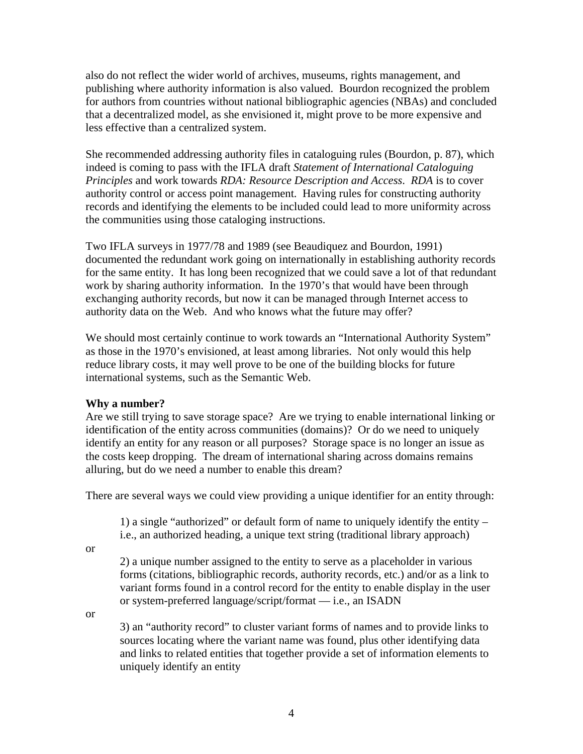also do not reflect the wider world of archives, museums, rights management, and publishing where authority information is also valued. Bourdon recognized the problem for authors from countries without national bibliographic agencies (NBAs) and concluded that a decentralized model, as she envisioned it, might prove to be more expensive and less effective than a centralized system.

She recommended addressing authority files in cataloguing rules (Bourdon, p. 87), which indeed is coming to pass with the IFLA draft *Statement of International Cataloguing Principles* and work towards *RDA: Resource Description and Access*. *RDA* is to cover authority control or access point management. Having rules for constructing authority records and identifying the elements to be included could lead to more uniformity across the communities using those cataloging instructions.

Two IFLA surveys in 1977/78 and 1989 (see Beaudiquez and Bourdon, 1991) documented the redundant work going on internationally in establishing authority records for the same entity. It has long been recognized that we could save a lot of that redundant work by sharing authority information. In the 1970's that would have been through exchanging authority records, but now it can be managed through Internet access to authority data on the Web. And who knows what the future may offer?

We should most certainly continue to work towards an "International Authority System" as those in the 1970's envisioned, at least among libraries. Not only would this help reduce library costs, it may well prove to be one of the building blocks for future international systems, such as the Semantic Web.

**Why a number?**

Are we still trying to save storage space? Are we trying to enable international linking or identification of the entity across communities (domains)? Or do we need to uniquely identify an entity for any reason or all purposes? Storage space is no longer an issue as the costs keep dropping. The dream of international sharing across domains remains alluring, but do we need a number to enable this dream?

There are several ways we could view providing a unique identifier for an entity through:

> 1) a single "authorized" or default form of name to uniquely identify the entity – i.e., an authorized heading, a unique text string (traditional library approach)

or

> 2) a unique number assigned to the entity to serve as a placeholder in various forms (citations, bibliographic records, authority records, etc.) and/or as a link to variant forms found in a control record for the entity to enable display in the user or system-preferred language/script/format — i.e., an ISADN

or

> 3) an "authority record" to cluster variant forms of names and to provide links to sources locating where the variant name was found, plus other identifying data and links to related entities that together provide a set of information elements to uniquely identify an entity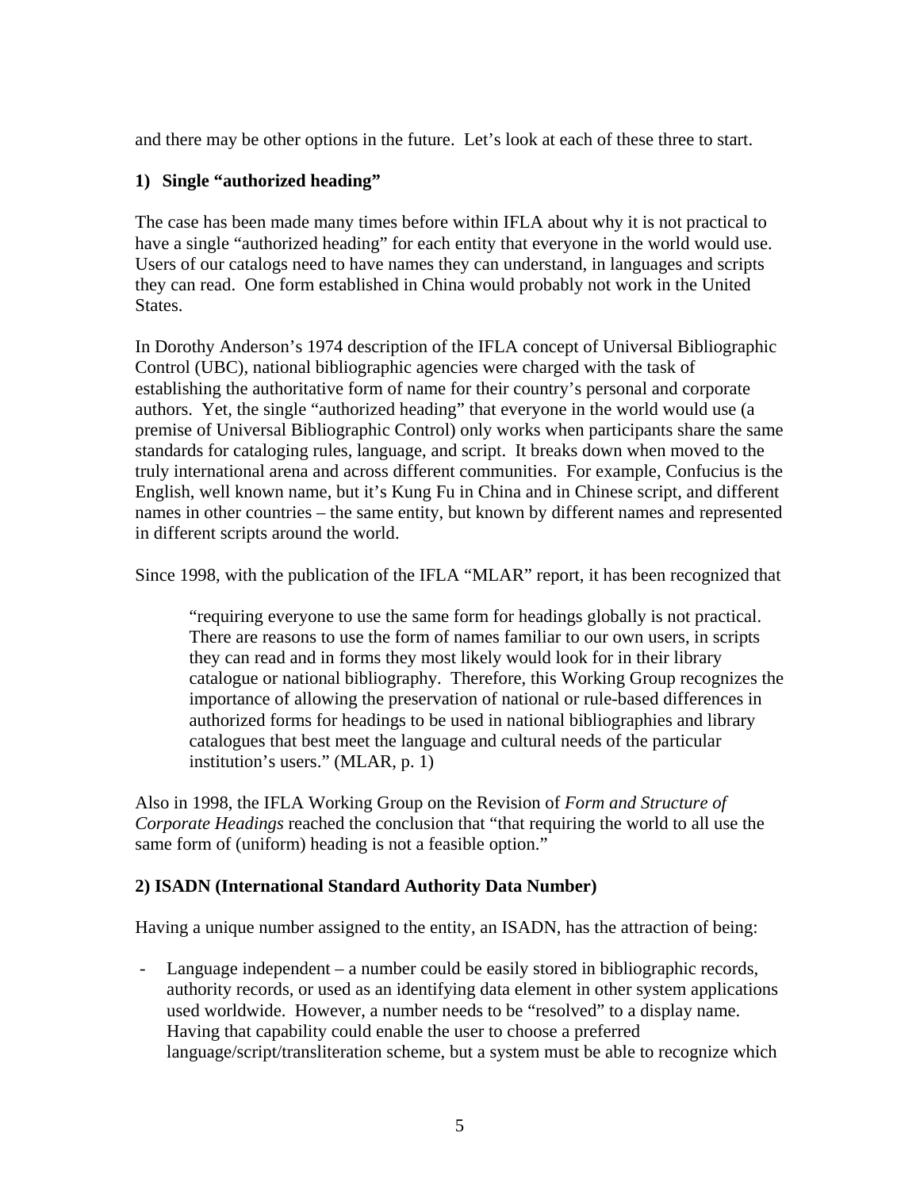and there may be other options in the future. Let's look at each of these three to start.

**1) Single "authorized heading"**

The case has been made many times before within IFLA about why it is not practical to have a single "authorized heading" for each entity that everyone in the world would use. Users of our catalogs need to have names they can understand, in languages and scripts they can read. One form established in China would probably not work in the United States.

In Dorothy Anderson's 1974 description of the IFLA concept of Universal Bibliographic Control (UBC), national bibliographic agencies were charged with the task of establishing the authoritative form of name for their country's personal and corporate authors. Yet, the single "authorized heading" that everyone in the world would use (a premise of Universal Bibliographic Control) only works when participants share the same standards for cataloging rules, language, and script. It breaks down when moved to the truly international arena and across different communities. For example, Confucius is the English, well known name, but it's Kung Fu in China and in Chinese script, and different names in other countries – the same entity, but known by different names and represented in different scripts around the world.

Since 1998, with the publication of the IFLA "MLAR" report, it has been recognized that

> "requiring everyone to use the same form for headings globally is not practical. There are reasons to use the form of names familiar to our own users, in scripts they can read and in forms they most likely would look for in their library catalogue or national bibliography. Therefore, this Working Group recognizes the importance of allowing the preservation of national or rule-based differences in authorized forms for headings to be used in national bibliographies and library catalogues that best meet the language and cultural needs of the particular institution's users." (MLAR, p. 1)

Also in 1998, the IFLA Working Group on the Revision of *Form and Structure of Corporate Headings* reached the conclusion that "that requiring the world to all use the same form of (uniform) heading is not a feasible option."

**2) ISADN (International Standard Authority Data Number)**

Having a unique number assigned to the entity, an ISADN, has the attraction of being:

- Language independent – a number could be easily stored in bibliographic records, authority records, or used as an identifying data element in other system applications used worldwide. However, a number needs to be "resolved" to a display name. Having that capability could enable the user to choose a preferred language/script/transliteration scheme, but a system must be able to recognize which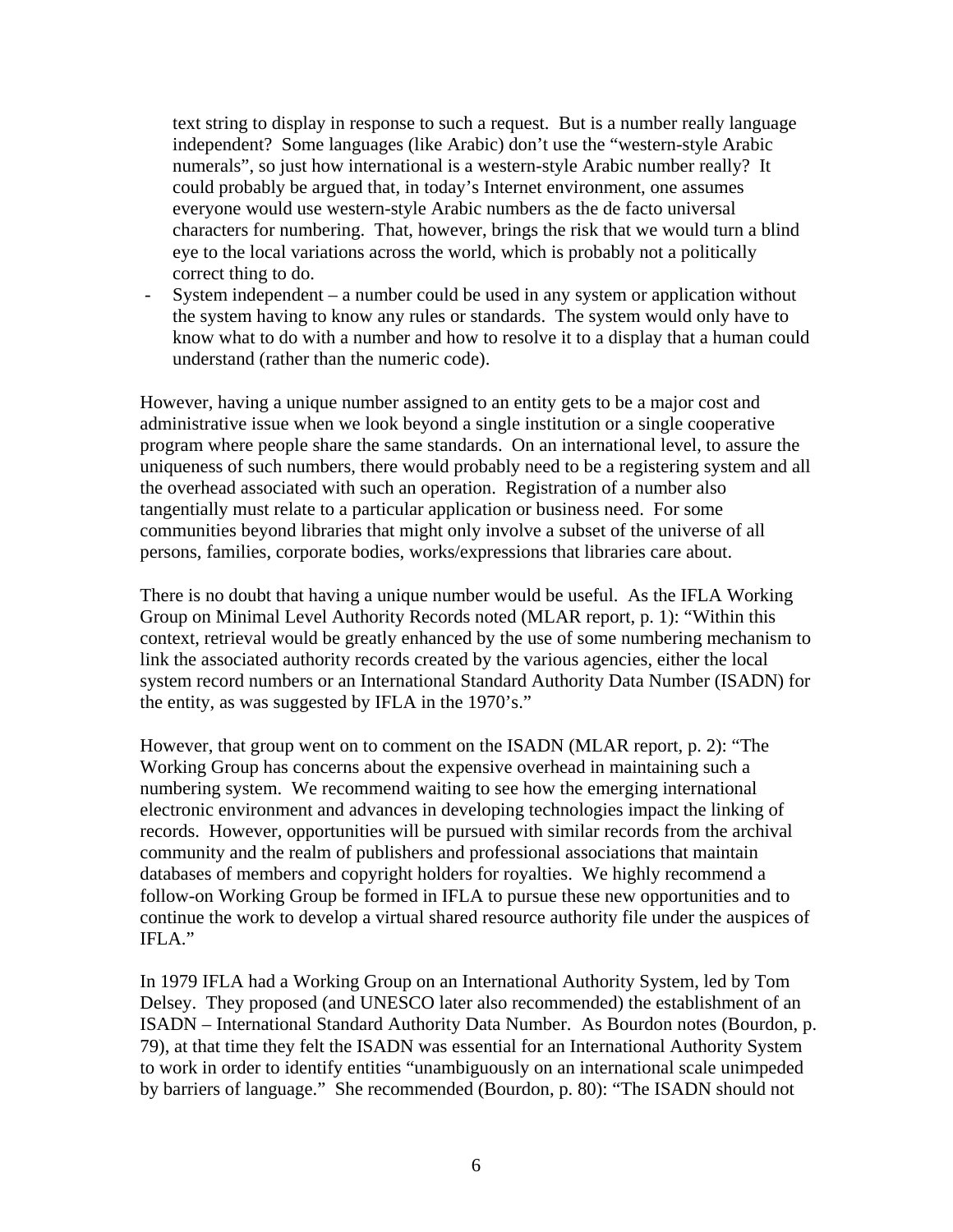text string to display in response to such a request. But is a number really language independent? Some languages (like Arabic) don't use the "western-style Arabic numerals", so just how international is a western-style Arabic number really? It could probably be argued that, in today's Internet environment, one assumes everyone would use western-style Arabic numbers as the de facto universal characters for numbering. That, however, brings the risk that we would turn a blind eye to the local variations across the world, which is probably not a politically correct thing to do.

- System independent – a number could be used in any system or application without the system having to know any rules or standards. The system would only have to know what to do with a number and how to resolve it to a display that a human could understand (rather than the numeric code).

However, having a unique number assigned to an entity gets to be a major cost and administrative issue when we look beyond a single institution or a single cooperative program where people share the same standards. On an international level, to assure the uniqueness of such numbers, there would probably need to be a registering system and all the overhead associated with such an operation. Registration of a number also tangentially must relate to a particular application or business need. For some communities beyond libraries that might only involve a subset of the universe of all persons, families, corporate bodies, works/expressions that libraries care about.

There is no doubt that having a unique number would be useful. As the IFLA Working Group on Minimal Level Authority Records noted (MLAR report, p. 1): "Within this context, retrieval would be greatly enhanced by the use of some numbering mechanism to link the associated authority records created by the various agencies, either the local system record numbers or an International Standard Authority Data Number (ISADN) for the entity, as was suggested by IFLA in the 1970's."

However, that group went on to comment on the ISADN (MLAR report, p. 2): "The Working Group has concerns about the expensive overhead in maintaining such a numbering system. We recommend waiting to see how the emerging international electronic environment and advances in developing technologies impact the linking of records. However, opportunities will be pursued with similar records from the archival community and the realm of publishers and professional associations that maintain databases of members and copyright holders for royalties. We highly recommend a follow-on Working Group be formed in IFLA to pursue these new opportunities and to continue the work to develop a virtual shared resource authority file under the auspices of IFLA."

In 1979 IFLA had a Working Group on an International Authority System, led by Tom Delsey. They proposed (and UNESCO later also recommended) the establishment of an ISADN – International Standard Authority Data Number. As Bourdon notes (Bourdon, p. 79), at that time they felt the ISADN was essential for an International Authority System to work in order to identify entities "unambiguously on an international scale unimpeded by barriers of language." She recommended (Bourdon, p. 80): "The ISADN should not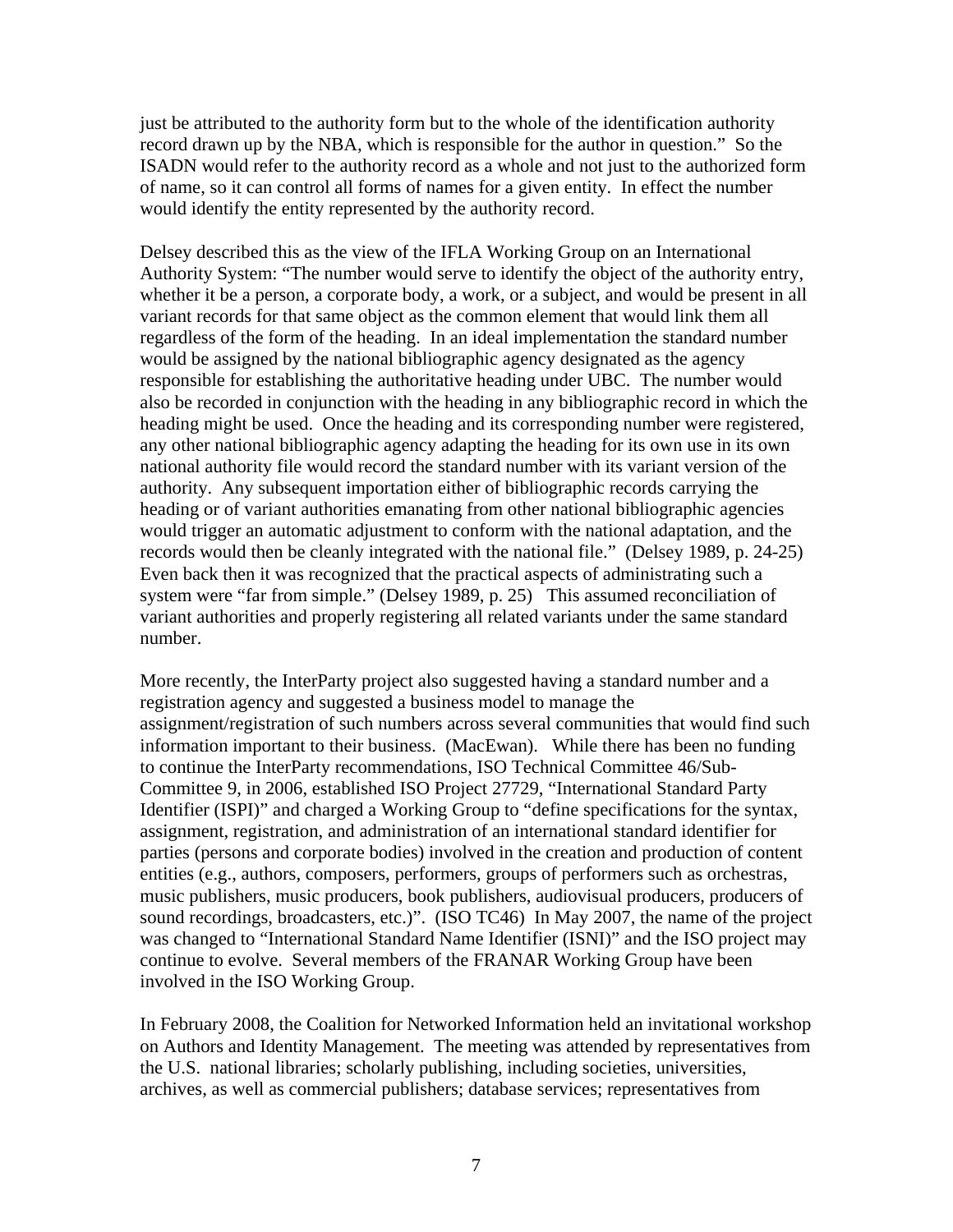just be attributed to the authority form but to the whole of the identification authority record drawn up by the NBA, which is responsible for the author in question." So the ISADN would refer to the authority record as a whole and not just to the authorized form of name, so it can control all forms of names for a given entity. In effect the number would identify the entity represented by the authority record.

Delsey described this as the view of the IFLA Working Group on an International Authority System: "The number would serve to identify the object of the authority entry, whether it be a person, a corporate body, a work, or a subject, and would be present in all variant records for that same object as the common element that would link them all regardless of the form of the heading. In an ideal implementation the standard number would be assigned by the national bibliographic agency designated as the agency responsible for establishing the authoritative heading under UBC. The number would also be recorded in conjunction with the heading in any bibliographic record in which the heading might be used. Once the heading and its corresponding number were registered, any other national bibliographic agency adapting the heading for its own use in its own national authority file would record the standard number with its variant version of the authority. Any subsequent importation either of bibliographic records carrying the heading or of variant authorities emanating from other national bibliographic agencies would trigger an automatic adjustment to conform with the national adaptation, and the records would then be cleanly integrated with the national file." (Delsey 1989, p. 24-25) Even back then it was recognized that the practical aspects of administrating such a system were "far from simple." (Delsey 1989, p. 25) This assumed reconciliation of variant authorities and properly registering all related variants under the same standard number.

More recently, the InterParty project also suggested having a standard number and a registration agency and suggested a business model to manage the assignment/registration of such numbers across several communities that would find such information important to their business. (MacEwan). While there has been no funding to continue the InterParty recommendations, ISO Technical Committee 46/Sub-Committee 9, in 2006, established ISO Project 27729, "International Standard Party Identifier (ISPI)" and charged a Working Group to "define specifications for the syntax, assignment, registration, and administration of an international standard identifier for parties (persons and corporate bodies) involved in the creation and production of content entities (e.g., authors, composers, performers, groups of performers such as orchestras, music publishers, music producers, book publishers, audiovisual producers, producers of sound recordings, broadcasters, etc.)". (ISO TC46) In May 2007, the name of the project was changed to "International Standard Name Identifier (ISNI)" and the ISO project may continue to evolve. Several members of the FRANAR Working Group have been involved in the ISO Working Group.

In February 2008, the Coalition for Networked Information held an invitational workshop on Authors and Identity Management. The meeting was attended by representatives from the U.S. national libraries; scholarly publishing, including societies, universities, archives, as well as commercial publishers; database services; representatives from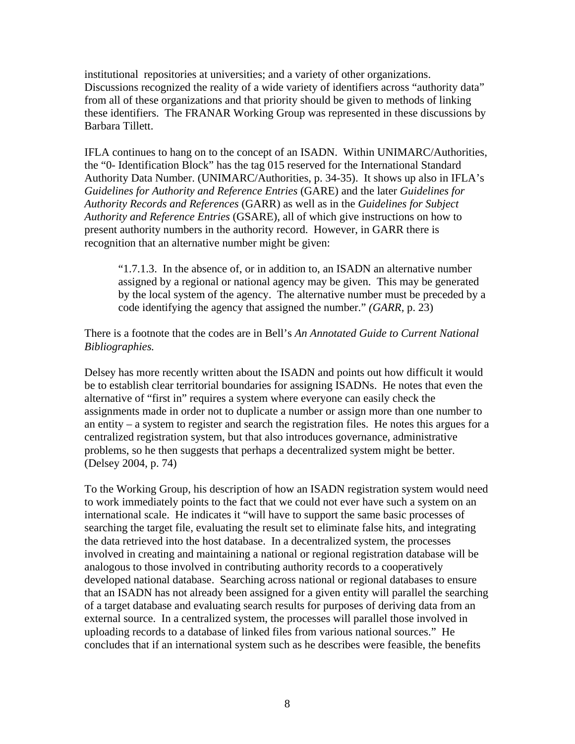institutional repositories at universities; and a variety of other organizations. Discussions recognized the reality of a wide variety of identifiers across "authority data" from all of these organizations and that priority should be given to methods of linking these identifiers. The FRANAR Working Group was represented in these discussions by Barbara Tillett.

IFLA continues to hang on to the concept of an ISADN. Within UNIMARC/Authorities, the "0- Identification Block" has the tag 015 reserved for the International Standard Authority Data Number. (UNIMARC/Authorities, p. 34-35). It shows up also in IFLA's *Guidelines for Authority and Reference Entries* (GARE) and the later *Guidelines for Authority Records and References* (GARR) as well as in the *Guidelines for Subject Authority and Reference Entries* (GSARE), all of which give instructions on how to present authority numbers in the authority record. However, in GARR there is recognition that an alternative number might be given:

> "1.7.1.3. In the absence of, or in addition to, an ISADN an alternative number assigned by a regional or national agency may be given. This may be generated by the local system of the agency. The alternative number must be preceded by a code identifying the agency that assigned the number." *(GARR,* p. 23)

There is a footnote that the codes are in Bell's *An Annotated Guide to Current National Bibliographies.*

Delsey has more recently written about the ISADN and points out how difficult it would be to establish clear territorial boundaries for assigning ISADNs. He notes that even the alternative of "first in" requires a system where everyone can easily check the assignments made in order not to duplicate a number or assign more than one number to an entity – a system to register and search the registration files. He notes this argues for a centralized registration system, but that also introduces governance, administrative problems, so he then suggests that perhaps a decentralized system might be better. (Delsey 2004, p. 74)

To the Working Group, his description of how an ISADN registration system would need to work immediately points to the fact that we could not ever have such a system on an international scale. He indicates it "will have to support the same basic processes of searching the target file, evaluating the result set to eliminate false hits, and integrating the data retrieved into the host database. In a decentralized system, the processes involved in creating and maintaining a national or regional registration database will be analogous to those involved in contributing authority records to a cooperatively developed national database. Searching across national or regional databases to ensure that an ISADN has not already been assigned for a given entity will parallel the searching of a target database and evaluating search results for purposes of deriving data from an external source. In a centralized system, the processes will parallel those involved in uploading records to a database of linked files from various national sources." He concludes that if an international system such as he describes were feasible, the benefits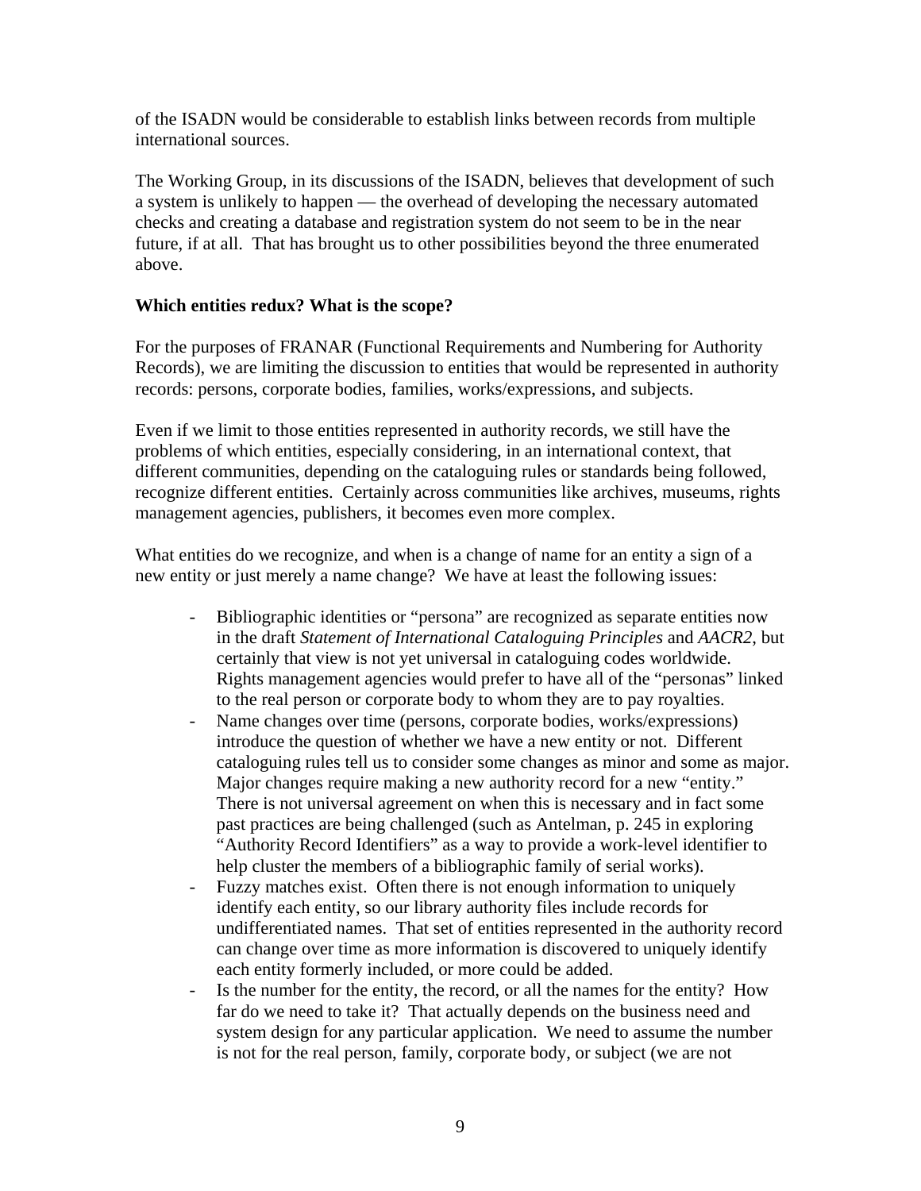of the ISADN would be considerable to establish links between records from multiple international sources.

The Working Group, in its discussions of the ISADN, believes that development of such a system is unlikely to happen — the overhead of developing the necessary automated checks and creating a database and registration system do not seem to be in the near future, if at all. That has brought us to other possibilities beyond the three enumerated above.

**Which entities redux? What is the scope?**

For the purposes of FRANAR (Functional Requirements and Numbering for Authority Records), we are limiting the discussion to entities that would be represented in authority records: persons, corporate bodies, families, works/expressions, and subjects.

Even if we limit to those entities represented in authority records, we still have the problems of which entities, especially considering, in an international context, that different communities, depending on the cataloguing rules or standards being followed, recognize different entities. Certainly across communities like archives, museums, rights management agencies, publishers, it becomes even more complex.

What entities do we recognize, and when is a change of name for an entity a sign of a new entity or just merely a name change? We have at least the following issues:

- Bibliographic identities or "persona" are recognized as separate entities now in the draft *Statement of International Cataloguing Principles* and *AACR2*, but certainly that view is not yet universal in cataloguing codes worldwide. Rights management agencies would prefer to have all of the "personas" linked to the real person or corporate body to whom they are to pay royalties.
- Name changes over time (persons, corporate bodies, works/expressions) introduce the question of whether we have a new entity or not. Different cataloguing rules tell us to consider some changes as minor and some as major. Major changes require making a new authority record for a new "entity." There is not universal agreement on when this is necessary and in fact some past practices are being challenged (such as Antelman, p. 245 in exploring "Authority Record Identifiers" as a way to provide a work-level identifier to help cluster the members of a bibliographic family of serial works).
- Fuzzy matches exist. Often there is not enough information to uniquely identify each entity, so our library authority files include records for undifferentiated names. That set of entities represented in the authority record can change over time as more information is discovered to uniquely identify each entity formerly included, or more could be added.
- Is the number for the entity, the record, or all the names for the entity? How far do we need to take it? That actually depends on the business need and system design for any particular application. We need to assume the number is not for the real person, family, corporate body, or subject (we are not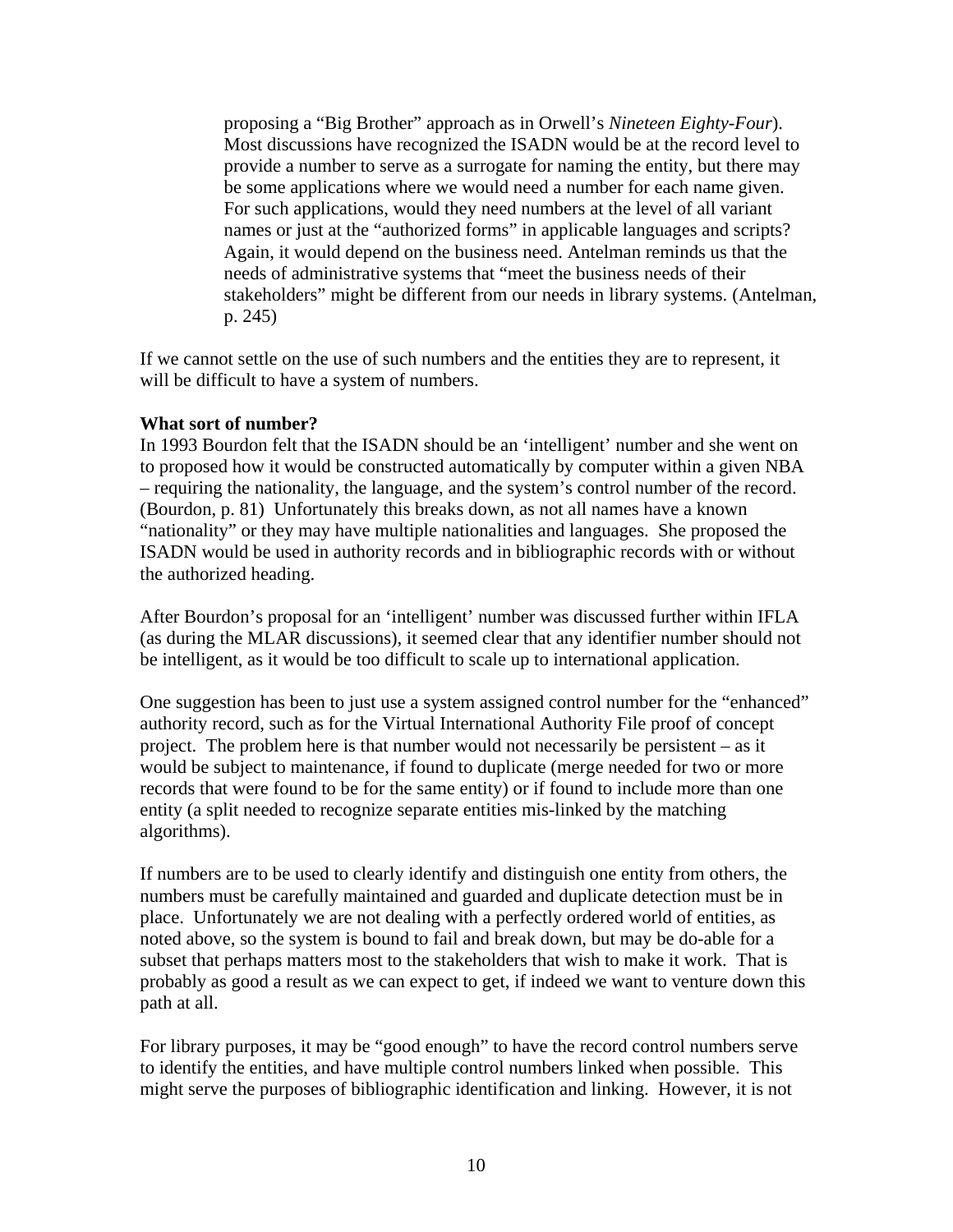> proposing a "Big Brother" approach as in Orwell's *Nineteen Eighty-Four*). Most discussions have recognized the ISADN would be at the record level to provide a number to serve as a surrogate for naming the entity, but there may be some applications where we would need a number for each name given. For such applications, would they need numbers at the level of all variant names or just at the "authorized forms" in applicable languages and scripts? Again, it would depend on the business need. Antelman reminds us that the needs of administrative systems that "meet the business needs of their stakeholders" might be different from our needs in library systems. (Antelman, p. 245)

If we cannot settle on the use of such numbers and the entities they are to represent, it will be difficult to have a system of numbers.

**What sort of number?**

In 1993 Bourdon felt that the ISADN should be an 'intelligent' number and she went on to proposed how it would be constructed automatically by computer within a given NBA – requiring the nationality, the language, and the system's control number of the record. (Bourdon, p. 81) Unfortunately this breaks down, as not all names have a known "nationality" or they may have multiple nationalities and languages. She proposed the ISADN would be used in authority records and in bibliographic records with or without the authorized heading.

After Bourdon's proposal for an 'intelligent' number was discussed further within IFLA (as during the MLAR discussions), it seemed clear that any identifier number should not be intelligent, as it would be too difficult to scale up to international application.

One suggestion has been to just use a system assigned control number for the "enhanced" authority record, such as for the Virtual International Authority File proof of concept project. The problem here is that number would not necessarily be persistent – as it would be subject to maintenance, if found to duplicate (merge needed for two or more records that were found to be for the same entity) or if found to include more than one entity (a split needed to recognize separate entities mis-linked by the matching algorithms).

If numbers are to be used to clearly identify and distinguish one entity from others, the numbers must be carefully maintained and guarded and duplicate detection must be in place. Unfortunately we are not dealing with a perfectly ordered world of entities, as noted above, so the system is bound to fail and break down, but may be do-able for a subset that perhaps matters most to the stakeholders that wish to make it work. That is probably as good a result as we can expect to get, if indeed we want to venture down this path at all.

For library purposes, it may be "good enough" to have the record control numbers serve to identify the entities, and have multiple control numbers linked when possible. This might serve the purposes of bibliographic identification and linking. However, it is not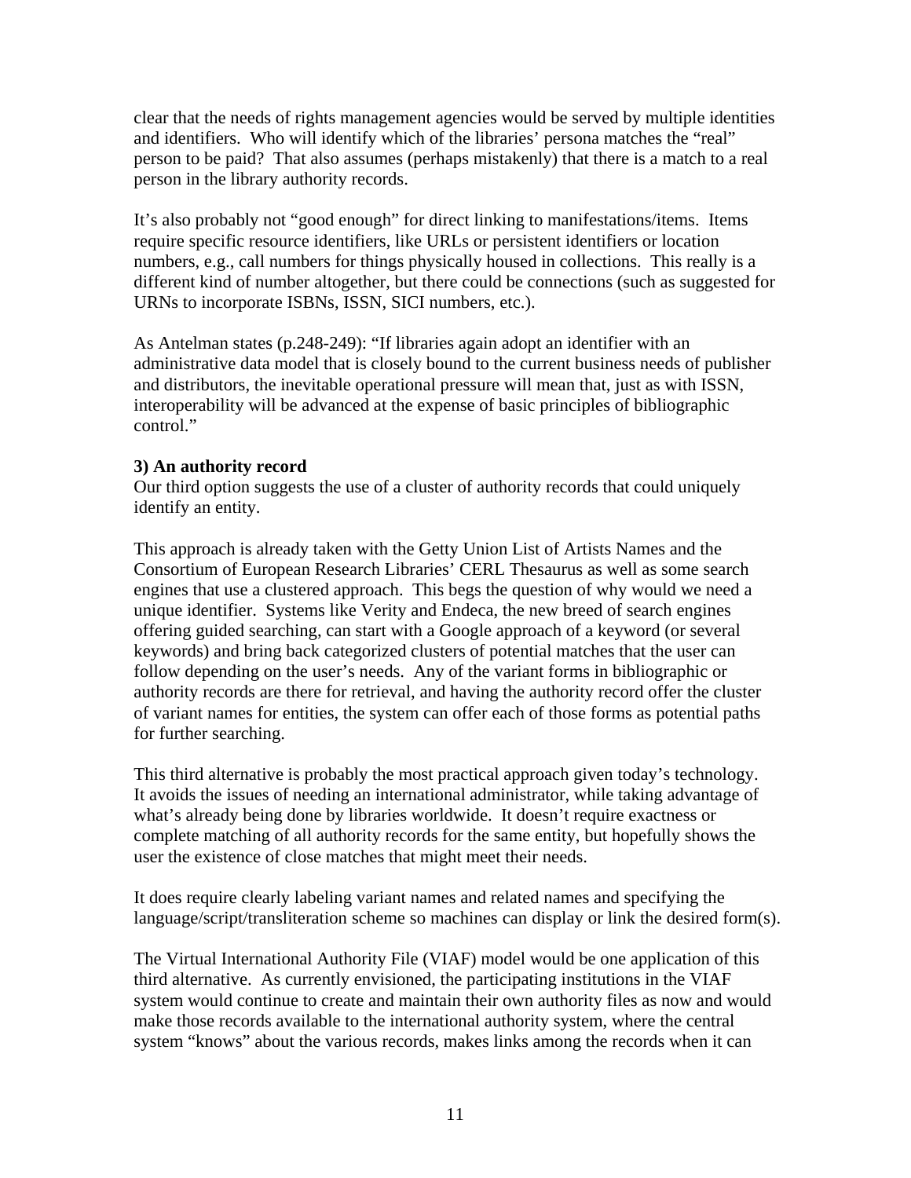clear that the needs of rights management agencies would be served by multiple identities and identifiers. Who will identify which of the libraries' persona matches the "real" person to be paid? That also assumes (perhaps mistakenly) that there is a match to a real person in the library authority records.

It's also probably not "good enough" for direct linking to manifestations/items. Items require specific resource identifiers, like URLs or persistent identifiers or location numbers, e.g., call numbers for things physically housed in collections. This really is a different kind of number altogether, but there could be connections (such as suggested for URNs to incorporate ISBNs, ISSN, SICI numbers, etc.).

As Antelman states (p.248-249): "If libraries again adopt an identifier with an administrative data model that is closely bound to the current business needs of publisher and distributors, the inevitable operational pressure will mean that, just as with ISSN, interoperability will be advanced at the expense of basic principles of bibliographic control."

**3) An authority record**

Our third option suggests the use of a cluster of authority records that could uniquely identify an entity.

This approach is already taken with the Getty Union List of Artists Names and the Consortium of European Research Libraries' CERL Thesaurus as well as some search engines that use a clustered approach. This begs the question of why would we need a unique identifier. Systems like Verity and Endeca, the new breed of search engines offering guided searching, can start with a Google approach of a keyword (or several keywords) and bring back categorized clusters of potential matches that the user can follow depending on the user's needs. Any of the variant forms in bibliographic or authority records are there for retrieval, and having the authority record offer the cluster of variant names for entities, the system can offer each of those forms as potential paths for further searching.

This third alternative is probably the most practical approach given today's technology. It avoids the issues of needing an international administrator, while taking advantage of what's already being done by libraries worldwide. It doesn't require exactness or complete matching of all authority records for the same entity, but hopefully shows the user the existence of close matches that might meet their needs.

It does require clearly labeling variant names and related names and specifying the language/script/transliteration scheme so machines can display or link the desired form(s).

The Virtual International Authority File (VIAF) model would be one application of this third alternative. As currently envisioned, the participating institutions in the VIAF system would continue to create and maintain their own authority files as now and would make those records available to the international authority system, where the central system "knows" about the various records, makes links among the records when it can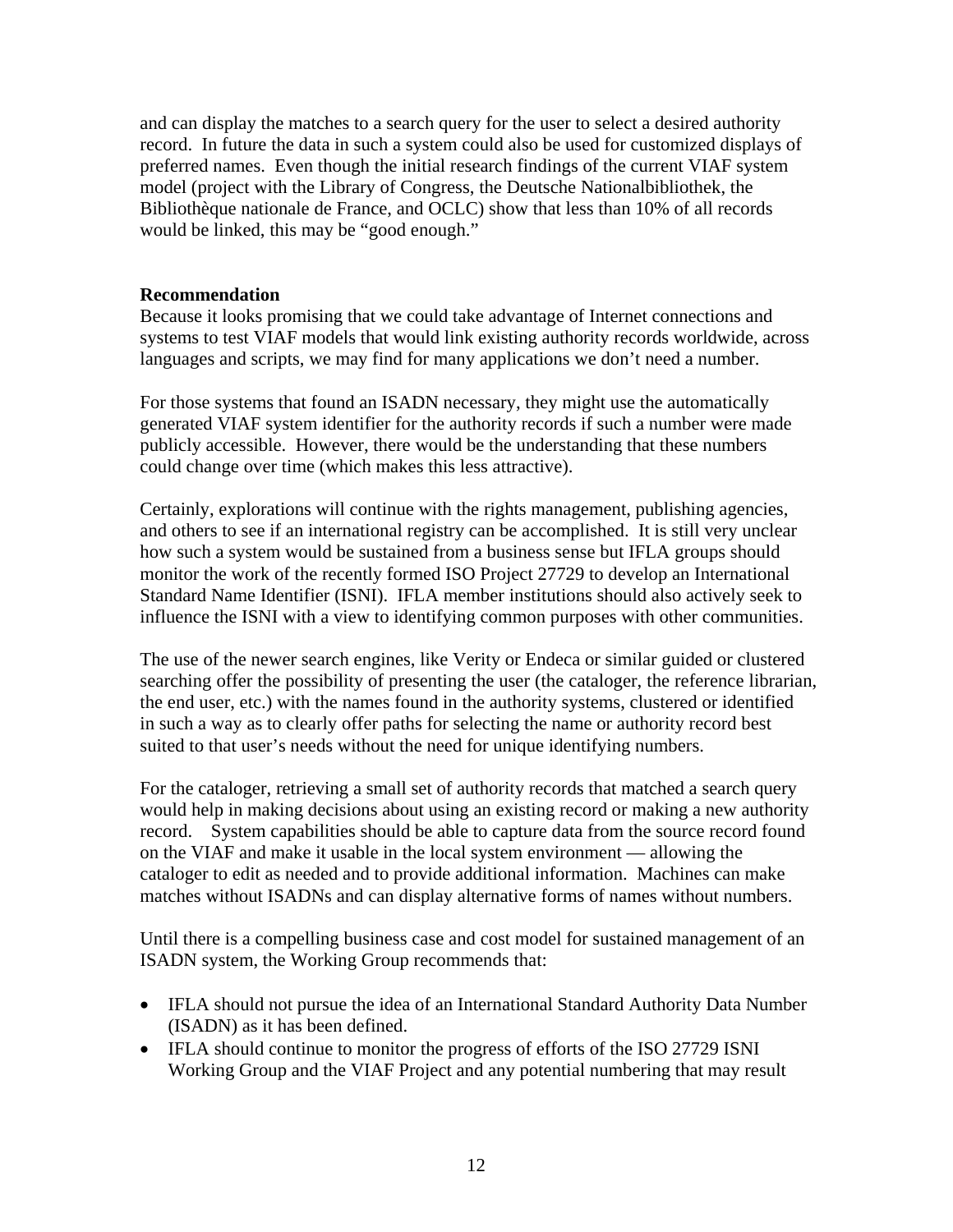and can display the matches to a search query for the user to select a desired authority record. In future the data in such a system could also be used for customized displays of preferred names. Even though the initial research findings of the current VIAF system model (project with the Library of Congress, the Deutsche Nationalbibliothek, the Bibliothèque nationale de France, and OCLC) show that less than 10% of all records would be linked, this may be "good enough."

**Recommendation**

Because it looks promising that we could take advantage of Internet connections and systems to test VIAF models that would link existing authority records worldwide, across languages and scripts, we may find for many applications we don't need a number.

For those systems that found an ISADN necessary, they might use the automatically generated VIAF system identifier for the authority records if such a number were made publicly accessible. However, there would be the understanding that these numbers could change over time (which makes this less attractive).

Certainly, explorations will continue with the rights management, publishing agencies, and others to see if an international registry can be accomplished. It is still very unclear how such a system would be sustained from a business sense but IFLA groups should monitor the work of the recently formed ISO Project 27729 to develop an International Standard Name Identifier (ISNI). IFLA member institutions should also actively seek to influence the ISNI with a view to identifying common purposes with other communities.

The use of the newer search engines, like Verity or Endeca or similar guided or clustered searching offer the possibility of presenting the user (the cataloger, the reference librarian, the end user, etc.) with the names found in the authority systems, clustered or identified in such a way as to clearly offer paths for selecting the name or authority record best suited to that user's needs without the need for unique identifying numbers.

For the cataloger, retrieving a small set of authority records that matched a search query would help in making decisions about using an existing record or making a new authority record. System capabilities should be able to capture data from the source record found on the VIAF and make it usable in the local system environment — allowing the cataloger to edit as needed and to provide additional information. Machines can make matches without ISADNs and can display alternative forms of names without numbers.

Until there is a compelling business case and cost model for sustained management of an ISADN system, the Working Group recommends that:

- IFLA should not pursue the idea of an International Standard Authority Data Number (ISADN) as it has been defined.
- IFLA should continue to monitor the progress of efforts of the ISO 27729 ISNI Working Group and the VIAF Project and any potential numbering that may result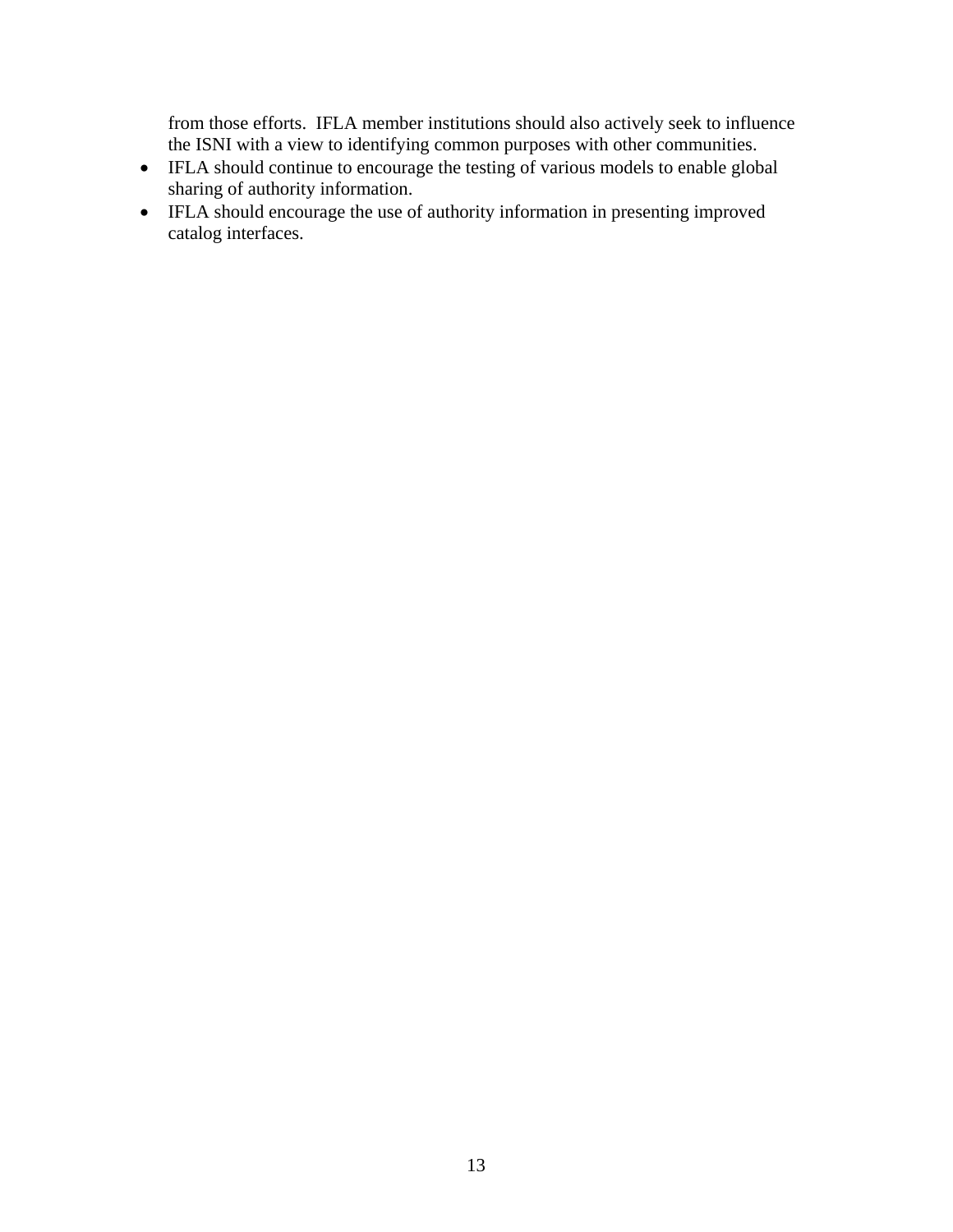from those efforts.  IFLA member institutions should also actively seek to influence the ISNI with a view to identifying common purposes with other communities.

- IFLA should continue to encourage the testing of various models to enable global sharing of authority information.
- IFLA should encourage the use of authority information in presenting improved catalog interfaces.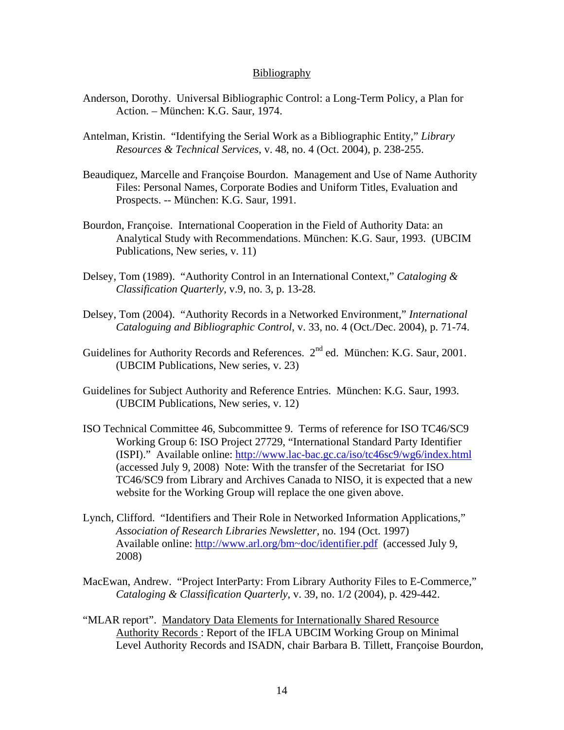## Bibliography

Anderson, Dorothy. Universal Bibliographic Control: a Long-Term Policy, a Plan for Action. – München: K.G. Saur, 1974.

Antelman, Kristin. "Identifying the Serial Work as a Bibliographic Entity," *Library Resources & Technical Services*, v. 48, no. 4 (Oct. 2004), p. 238-255.

Beaudiquez, Marcelle and Françoise Bourdon. Management and Use of Name Authority Files: Personal Names, Corporate Bodies and Uniform Titles, Evaluation and Prospects. -- München: K.G. Saur, 1991.

Bourdon, Françoise. International Cooperation in the Field of Authority Data: an Analytical Study with Recommendations. München: K.G. Saur, 1993. (UBCIM Publications, New series, v. 11)

Delsey, Tom (1989). "Authority Control in an International Context," *Cataloging & Classification Quarterly*, v.9, no. 3, p. 13-28.

Delsey, Tom (2004). "Authority Records in a Networked Environment," *International Cataloguing and Bibliographic Control*, v. 33, no. 4 (Oct./Dec. 2004), p. 71-74.

Guidelines for Authority Records and References. 2nd ed. München: K.G. Saur, 2001. (UBCIM Publications, New series, v. 23)

Guidelines for Subject Authority and Reference Entries. München: K.G. Saur, 1993. (UBCIM Publications, New series, v. 12)

ISO Technical Committee 46, Subcommittee 9. Terms of reference for ISO TC46/SC9 Working Group 6: ISO Project 27729, "International Standard Party Identifier (ISPI)." Available online: http://www.lac-bac.gc.ca/iso/tc46sc9/wg6/index.html (accessed July 9, 2008) Note: With the transfer of the Secretariat for ISO TC46/SC9 from Library and Archives Canada to NISO, it is expected that a new website for the Working Group will replace the one given above.

Lynch, Clifford. "Identifiers and Their Role in Networked Information Applications," *Association of Research Libraries Newsletter*, no. 194 (Oct. 1997) Available online: http://www.arl.org/bm~doc/identifier.pdf (accessed July 9, 2008)

MacEwan, Andrew. "Project InterParty: From Library Authority Files to E-Commerce," *Cataloging & Classification Quarterly*, v. 39, no. 1/2 (2004), p. 429-442.

"MLAR report". Mandatory Data Elements for Internationally Shared Resource Authority Records : Report of the IFLA UBCIM Working Group on Minimal Level Authority Records and ISADN, chair Barbara B. Tillett, Françoise Bourdon,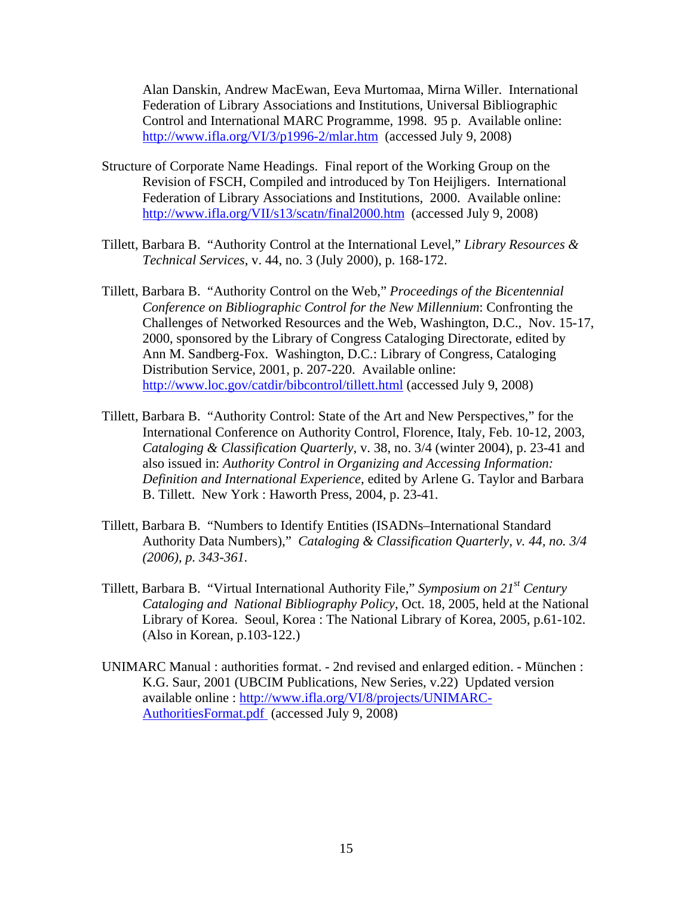Alan Danskin, Andrew MacEwan, Eeva Murtomaa, Mirna Willer. International Federation of Library Associations and Institutions, Universal Bibliographic Control and International MARC Programme, 1998. 95 p. Available online: http://www.ifla.org/VI/3/p1996-2/mlar.htm (accessed July 9, 2008)

Structure of Corporate Name Headings. Final report of the Working Group on the Revision of FSCH, Compiled and introduced by Ton Heijligers. International Federation of Library Associations and Institutions, 2000. Available online: http://www.ifla.org/VII/s13/scatn/final2000.htm (accessed July 9, 2008)

Tillett, Barbara B. "Authority Control at the International Level," *Library Resources & Technical Services*, v. 44, no. 3 (July 2000), p. 168-172.

Tillett, Barbara B. "Authority Control on the Web," *Proceedings of the Bicentennial Conference on Bibliographic Control for the New Millennium*: Confronting the Challenges of Networked Resources and the Web, Washington, D.C., Nov. 15-17, 2000, sponsored by the Library of Congress Cataloging Directorate, edited by Ann M. Sandberg-Fox. Washington, D.C.: Library of Congress, Cataloging Distribution Service, 2001, p. 207-220. Available online: http://www.loc.gov/catdir/bibcontrol/tillett.html (accessed July 9, 2008)

Tillett, Barbara B. "Authority Control: State of the Art and New Perspectives," for the International Conference on Authority Control, Florence, Italy, Feb. 10-12, 2003, *Cataloging & Classification Quarterly*, v. 38, no. 3/4 (winter 2004), p. 23-41 and also issued in: *Authority Control in Organizing and Accessing Information: Definition and International Experience*, edited by Arlene G. Taylor and Barbara B. Tillett. New York : Haworth Press, 2004, p. 23-41.

Tillett, Barbara B. "Numbers to Identify Entities (ISADNs–International Standard Authority Data Numbers)," *Cataloging & Classification Quarterly, v. 44, no. 3/4 (2006), p. 343-361.*

Tillett, Barbara B. "Virtual International Authority File," *Symposium on 21st Century Cataloging and National Bibliography Policy*, Oct. 18, 2005, held at the National Library of Korea. Seoul, Korea : The National Library of Korea, 2005, p.61-102. (Also in Korean, p.103-122.)

UNIMARC Manual : authorities format. - 2nd revised and enlarged edition. - München : K.G. Saur, 2001 (UBCIM Publications, New Series, v.22) Updated version available online : http://www.ifla.org/VI/8/projects/UNIMARC-AuthoritiesFormat.pdf (accessed July 9, 2008)